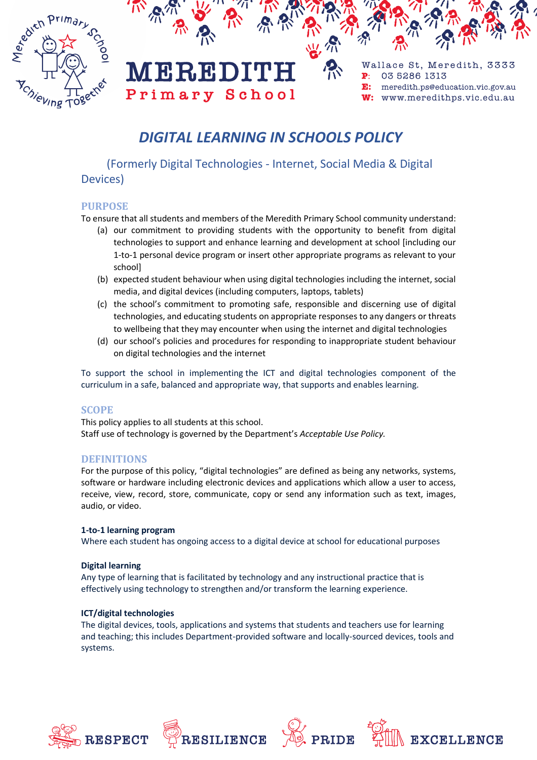# DIGITAL LEARNING IN SCHOOLS POLICY

(Formerly Digital Technologies - Internet, Social Media & Digital Devices)

## PURPOSE

To ensure that all students and members of the Meredith Primary School community understand:

(a) our commitment to providing students with the opportunity to benefit from digital technologies to support and enhance learning and development at school [including our 1-to-1 personal device program or insert other appropriate programs as relevant to your school]

(b) expected student behaviour when using digital technologies including the internet, social media, and digital devices (including computers, laptops, tablets)

(c) the school's commitment to promoting safe, responsible and discerning use of digital technologies, and educating students on appropriate responses to any dangers or threats to wellbeing that they may encounter when using the internet and digital technologies

(d) our school's policies and procedures for responding to inappropriate student behaviour on digital technologies and the internet

To support the school in implementing the ICT and digital technologies component of the curriculum in a safe, balanced and appropriate way, that supports and enables learning.

## SCOPE

This policy applies to all students at this school.
Staff use of technology is governed by the Department's *Acceptable Use Policy.*

## DEFINITIONS

For the purpose of this policy, "digital technologies" are defined as being any networks, systems, software or hardware including electronic devices and applications which allow a user to access, receive, view, record, store, communicate, copy or send any information such as text, images, audio, or video.

**1-to-1 learning program**
Where each student has ongoing access to a digital device at school for educational purposes

**Digital learning**
Any type of learning that is facilitated by technology and any instructional practice that is effectively using technology to strengthen and/or transform the learning experience.

**ICT/digital technologies**
The digital devices, tools, applications and systems that students and teachers use for learning and teaching; this includes Department-provided software and locally-sourced devices, tools and systems.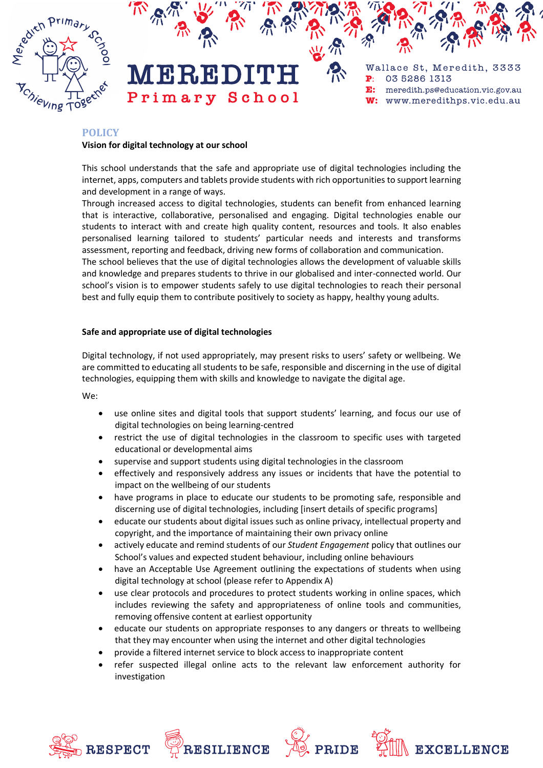## POLICY

### Vision for digital technology at our school

This school understands that the safe and appropriate use of digital technologies including the internet, apps, computers and tablets provide students with rich opportunities to support learning and development in a range of ways.

Through increased access to digital technologies, students can benefit from enhanced learning that is interactive, collaborative, personalised and engaging. Digital technologies enable our students to interact with and create high quality content, resources and tools. It also enables personalised learning tailored to students' particular needs and interests and transforms assessment, reporting and feedback, driving new forms of collaboration and communication.

The school believes that the use of digital technologies allows the development of valuable skills and knowledge and prepares students to thrive in our globalised and inter-connected world. Our school's vision is to empower students safely to use digital technologies to reach their personal best and fully equip them to contribute positively to society as happy, healthy young adults.

### Safe and appropriate use of digital technologies

Digital technology, if not used appropriately, may present risks to users' safety or wellbeing. We are committed to educating all students to be safe, responsible and discerning in the use of digital technologies, equipping them with skills and knowledge to navigate the digital age.

We:

- use online sites and digital tools that support students' learning, and focus our use of digital technologies on being learning-centred
- restrict the use of digital technologies in the classroom to specific uses with targeted educational or developmental aims
- supervise and support students using digital technologies in the classroom
- effectively and responsively address any issues or incidents that have the potential to impact on the wellbeing of our students
- have programs in place to educate our students to be promoting safe, responsible and discerning use of digital technologies, including [insert details of specific programs]
- educate our students about digital issues such as online privacy, intellectual property and copyright, and the importance of maintaining their own privacy online
- actively educate and remind students of our *Student Engagement* policy that outlines our School's values and expected student behaviour, including online behaviours
- have an Acceptable Use Agreement outlining the expectations of students when using digital technology at school (please refer to Appendix A)
- use clear protocols and procedures to protect students working in online spaces, which includes reviewing the safety and appropriateness of online tools and communities, removing offensive content at earliest opportunity
- educate our students on appropriate responses to any dangers or threats to wellbeing that they may encounter when using the internet and other digital technologies
- provide a filtered internet service to block access to inappropriate content
- refer suspected illegal online acts to the relevant law enforcement authority for investigation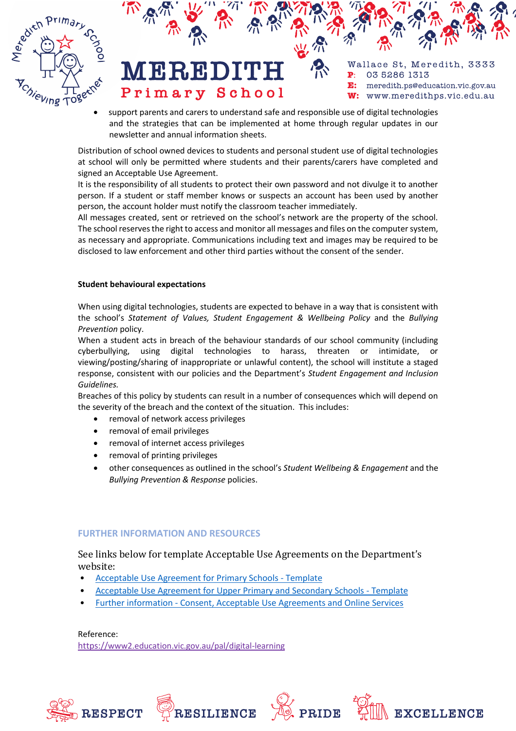- support parents and carers to understand safe and responsible use of digital technologies and the strategies that can be implemented at home through regular updates in our newsletter and annual information sheets.

Distribution of school owned devices to students and personal student use of digital technologies at school will only be permitted where students and their parents/carers have completed and signed an Acceptable Use Agreement.

It is the responsibility of all students to protect their own password and not divulge it to another person. If a student or staff member knows or suspects an account has been used by another person, the account holder must notify the classroom teacher immediately.

All messages created, sent or retrieved on the school's network are the property of the school. The school reserves the right to access and monitor all messages and files on the computer system, as necessary and appropriate. Communications including text and images may be required to be disclosed to law enforcement and other third parties without the consent of the sender.

**Student behavioural expectations**

When using digital technologies, students are expected to behave in a way that is consistent with the school's *Statement of Values, Student Engagement & Wellbeing Policy* and the *Bullying Prevention* policy.

When a student acts in breach of the behaviour standards of our school community (including cyberbullying, using digital technologies to harass, threaten or intimidate, or viewing/posting/sharing of inappropriate or unlawful content), the school will institute a staged response, consistent with our policies and the Department's *Student Engagement and Inclusion Guidelines.*

Breaches of this policy by students can result in a number of consequences which will depend on the severity of the breach and the context of the situation. This includes:

- removal of network access privileges
- removal of email privileges
- removal of internet access privileges
- removal of printing privileges
- other consequences as outlined in the school's *Student Wellbeing & Engagement* and the *Bullying Prevention & Response* policies.

## FURTHER INFORMATION AND RESOURCES

See links below for template Acceptable Use Agreements on the Department's website:

- Acceptable Use Agreement for Primary Schools - Template
- Acceptable Use Agreement for Upper Primary and Secondary Schools - Template
- Further information - Consent, Acceptable Use Agreements and Online Services

Reference:
https://www2.education.vic.gov.au/pal/digital-learning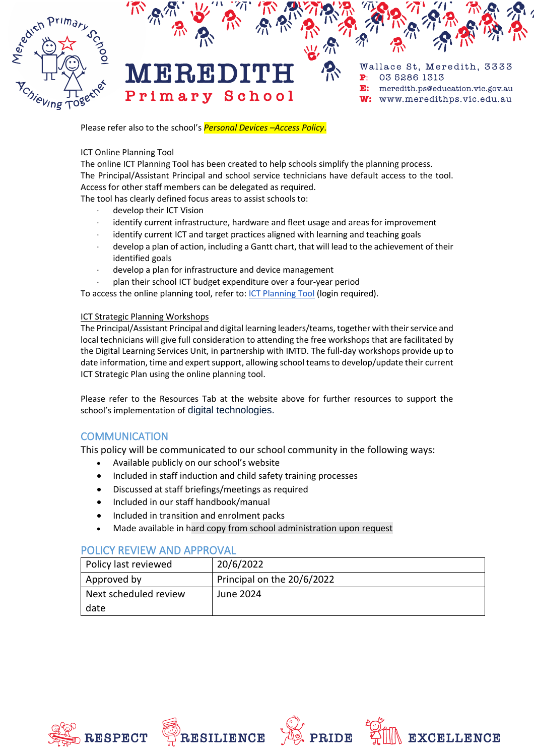Please refer also to the school's *Personal Devices –Access Policy*.

ICT Online Planning Tool

The online ICT Planning Tool has been created to help schools simplify the planning process. The Principal/Assistant Principal and school service technicians have default access to the tool. Access for other staff members can be delegated as required.

The tool has clearly defined focus areas to assist schools to:

- develop their ICT Vision
- identify current infrastructure, hardware and fleet usage and areas for improvement
- identify current ICT and target practices aligned with learning and teaching goals
- develop a plan of action, including a Gantt chart, that will lead to the achievement of their identified goals
- develop a plan for infrastructure and device management
- plan their school ICT budget expenditure over a four-year period

To access the online planning tool, refer to: ICT Planning Tool (login required).

ICT Strategic Planning Workshops

The Principal/Assistant Principal and digital learning leaders/teams, together with their service and local technicians will give full consideration to attending the free workshops that are facilitated by the Digital Learning Services Unit, in partnership with IMTD. The full-day workshops provide up to date information, time and expert support, allowing school teams to develop/update their current ICT Strategic Plan using the online planning tool.

Please refer to the Resources Tab at the website above for further resources to support the school's implementation of digital technologies.

## COMMUNICATION

This policy will be communicated to our school community in the following ways:

- Available publicly on our school's website
- Included in staff induction and child safety training processes
- Discussed at staff briefings/meetings as required
- Included in our staff handbook/manual
- Included in transition and enrolment packs
- Made available in hard copy from school administration upon request

## POLICY REVIEW AND APPROVAL

| Policy last reviewed | 20/6/2022 |
|---|---|
| Approved by | Principal on the 20/6/2022 |
| Next scheduled review date | June 2024 |